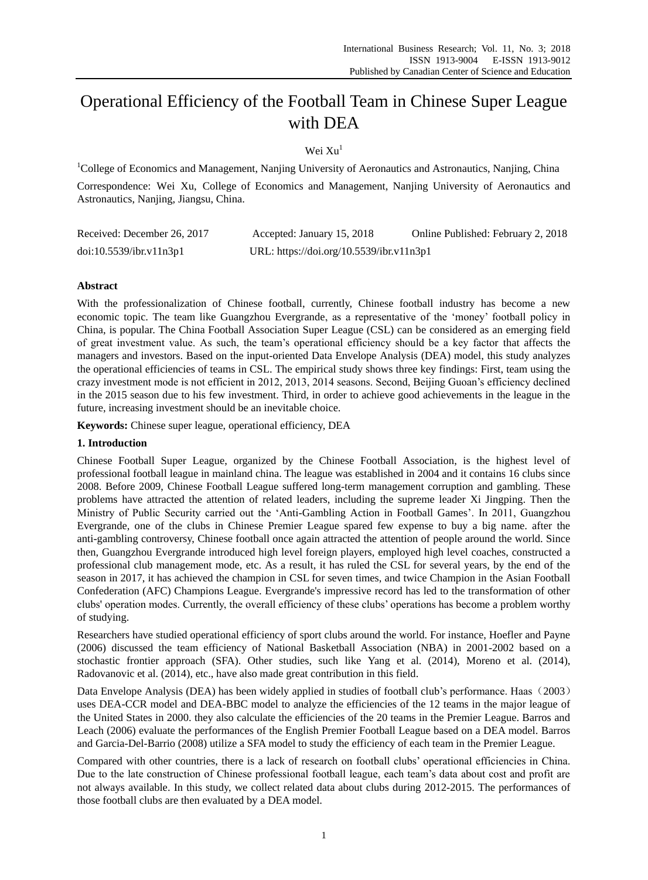# Operational Efficiency of the Football Team in Chinese Super League with DEA

Wei Xu[1]

[1]College of Economics and Management, Nanjing University of Aeronautics and Astronautics, Nanjing, China

Correspondence: Wei Xu, College of Economics and Management, Nanjing University of Aeronautics and Astronautics, Nanjing, Jiangsu, China.

Received: December 26, 2017  Accepted: January 15, 2018  Online Published: February 2, 2018

doi:10.5539/ibr.v11n3p1  URL: https://doi.org/10.5539/ibr.v11n3p1

**Abstract**

With the professionalization of Chinese football, currently, Chinese football industry has become a new economic topic. The team like Guangzhou Evergrande, as a representative of the 'money' football policy in China, is popular. The China Football Association Super League (CSL) can be considered as an emerging field of great investment value. As such, the team's operational efficiency should be a key factor that affects the managers and investors. Based on the input-oriented Data Envelope Analysis (DEA) model, this study analyzes the operational efficiencies of teams in CSL. The empirical study shows three key findings: First, team using the crazy investment mode is not efficient in 2012, 2013, 2014 seasons. Second, Beijing Guoan's efficiency declined in the 2015 season due to his few investment. Third, in order to achieve good achievements in the league in the future, increasing investment should be an inevitable choice.

**Keywords:** Chinese super league, operational efficiency, DEA

## 1. Introduction

Chinese Football Super League, organized by the Chinese Football Association, is the highest level of professional football league in mainland china. The league was established in 2004 and it contains 16 clubs since 2008. Before 2009, Chinese Football League suffered long-term management corruption and gambling. These problems have attracted the attention of related leaders, including the supreme leader Xi Jingping. Then the Ministry of Public Security carried out the 'Anti-Gambling Action in Football Games'. In 2011, Guangzhou Evergrande, one of the clubs in Chinese Premier League spared few expense to buy a big name. after the anti-gambling controversy, Chinese football once again attracted the attention of people around the world. Since then, Guangzhou Evergrande introduced high level foreign players, employed high level coaches, constructed a professional club management mode, etc. As a result, it has ruled the CSL for several years, by the end of the season in 2017, it has achieved the champion in CSL for seven times, and twice Champion in the Asian Football Confederation (AFC) Champions League. Evergrande's impressive record has led to the transformation of other clubs' operation modes. Currently, the overall efficiency of these clubs' operations has become a problem worthy of studying.

Researchers have studied operational efficiency of sport clubs around the world. For instance, Hoefler and Payne (2006) discussed the team efficiency of National Basketball Association (NBA) in 2001-2002 based on a stochastic frontier approach (SFA). Other studies, such like Yang et al. (2014), Moreno et al. (2014), Radovanovic et al. (2014), etc., have also made great contribution in this field.

Data Envelope Analysis (DEA) has been widely applied in studies of football club's performance. Haas（2003）uses DEA-CCR model and DEA-BBC model to analyze the efficiencies of the 12 teams in the major league of the United States in 2000. they also calculate the efficiencies of the 20 teams in the Premier League. Barros and Leach (2006) evaluate the performances of the English Premier Football League based on a DEA model. Barros and Garcia-Del-Barrio (2008) utilize a SFA model to study the efficiency of each team in the Premier League.

Compared with other countries, there is a lack of research on football clubs' operational efficiencies in China. Due to the late construction of Chinese professional football league, each team's data about cost and profit are not always available. In this study, we collect related data about clubs during 2012-2015. The performances of those football clubs are then evaluated by a DEA model.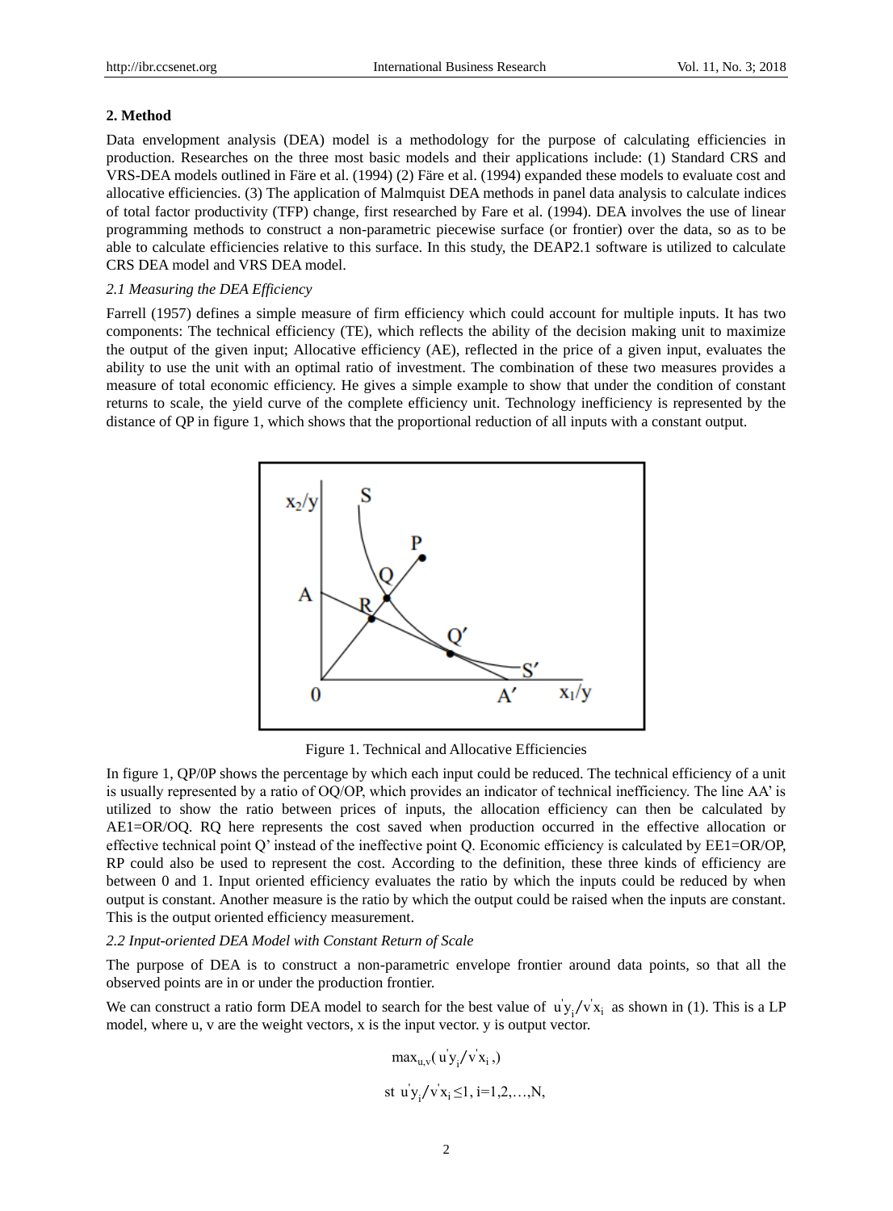## 2. Method

Data envelopment analysis (DEA) model is a methodology for the purpose of calculating efficiencies in production. Researches on the three most basic models and their applications include: (1) Standard CRS and VRS-DEA models outlined in Färe et al. (1994) (2) Färe et al. (1994) expanded these models to evaluate cost and allocative efficiencies. (3) The application of Malmquist DEA methods in panel data analysis to calculate indices of total factor productivity (TFP) change, first researched by Fare et al. (1994). DEA involves the use of linear programming methods to construct a non-parametric piecewise surface (or frontier) over the data, so as to be able to calculate efficiencies relative to this surface. In this study, the DEAP2.1 software is utilized to calculate CRS DEA model and VRS DEA model.

### *2.1 Measuring the DEA Efficiency*

Farrell (1957) defines a simple measure of firm efficiency which could account for multiple inputs. It has two components: The technical efficiency (TE), which reflects the ability of the decision making unit to maximize the output of the given input; Allocative efficiency (AE), reflected in the price of a given input, evaluates the ability to use the unit with an optimal ratio of investment. The combination of these two measures provides a measure of total economic efficiency. He gives a simple example to show that under the condition of constant returns to scale, the yield curve of the complete efficiency unit. Technology inefficiency is represented by the distance of QP in figure 1, which shows that the proportional reduction of all inputs with a constant output.

Figure 1. Technical and Allocative Efficiencies

In figure 1, QP/0P shows the percentage by which each input could be reduced. The technical efficiency of a unit is usually represented by a ratio of OQ/OP, which provides an indicator of technical inefficiency. The line AA' is utilized to show the ratio between prices of inputs, the allocation efficiency can then be calculated by AE1=OR/OQ. RQ here represents the cost saved when production occurred in the effective allocation or effective technical point Q' instead of the ineffective point Q. Economic efficiency is calculated by EE1=OR/OP, RP could also be used to represent the cost. According to the definition, these three kinds of efficiency are between 0 and 1. Input oriented efficiency evaluates the ratio by which the inputs could be reduced by when output is constant. Another measure is the ratio by which the output could be raised when the inputs are constant. This is the output oriented efficiency measurement.

### *2.2 Input-oriented DEA Model with Constant Return of Scale*

The purpose of DEA is to construct a non-parametric envelope frontier around data points, so that all the observed points are in or under the production frontier.

We can construct a ratio form DEA model to search for the best value of $u'y_i/v'x_i$ as shown in (1). This is a LP model, where u, v are the weight vectors, x is the input vector. y is output vector.

$$\max_{u,v}(u'y_i/v'x_i,)$$

$$\text{st } u'y_i/v'x_i \leq 1, \text{ i=1,2,…,N,}$$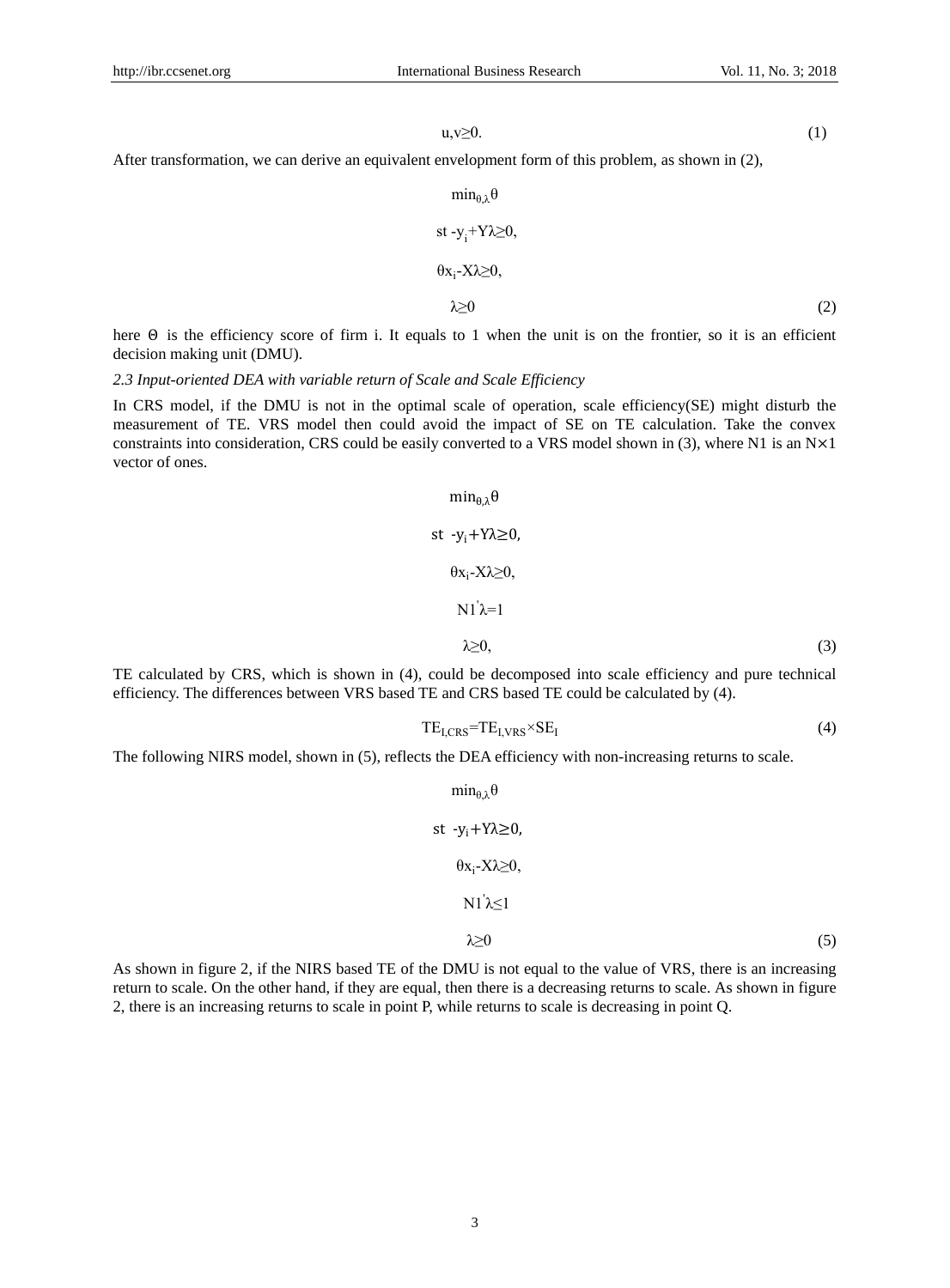$$u,v \geq 0. \tag{1}$$

After transformation, we can derive an equivalent envelopment form of this problem, as shown in (2),

$$
\begin{aligned}
&\min_{\theta,\lambda} \theta \\
&\text{st } -y_i + Y\lambda \geq 0, \\
&\theta x_i - X\lambda \geq 0, \\
&\lambda \geq 0
\end{aligned}
\tag{2}
$$

here Θ is the efficiency score of firm i. It equals to 1 when the unit is on the frontier, so it is an efficient decision making unit (DMU).

*2.3 Input-oriented DEA with variable return of Scale and Scale Efficiency*

In CRS model, if the DMU is not in the optimal scale of operation, scale efficiency(SE) might disturb the measurement of TE. VRS model then could avoid the impact of SE on TE calculation. Take the convex constraints into consideration, CRS could be easily converted to a VRS model shown in (3), where N1 is an N×1 vector of ones.

$$
\begin{aligned}
&\min_{\theta,\lambda} \theta \\
&\text{st } -y_i + Y\lambda \geq 0, \\
&\theta x_i - X\lambda \geq 0, \\
&N1'\lambda = 1 \\
&\lambda \geq 0,
\end{aligned}
\tag{3}
$$

TE calculated by CRS, which is shown in (4), could be decomposed into scale efficiency and pure technical efficiency. The differences between VRS based TE and CRS based TE could be calculated by (4).

$$TE_{I,CRS} = TE_{I,VRS} \times SE_I \tag{4}$$

The following NIRS model, shown in (5), reflects the DEA efficiency with non-increasing returns to scale.

$$
\begin{aligned}
&\min_{\theta,\lambda} \theta \\
&\text{st } -y_i + Y\lambda \geq 0, \\
&\theta x_i - X\lambda \geq 0, \\
&N1'\lambda \leq 1 \\
&\lambda \geq 0
\end{aligned}
\tag{5}
$$

As shown in figure 2, if the NIRS based TE of the DMU is not equal to the value of VRS, there is an increasing return to scale. On the other hand, if they are equal, then there is a decreasing returns to scale. As shown in figure 2, there is an increasing returns to scale in point P, while returns to scale is decreasing in point Q.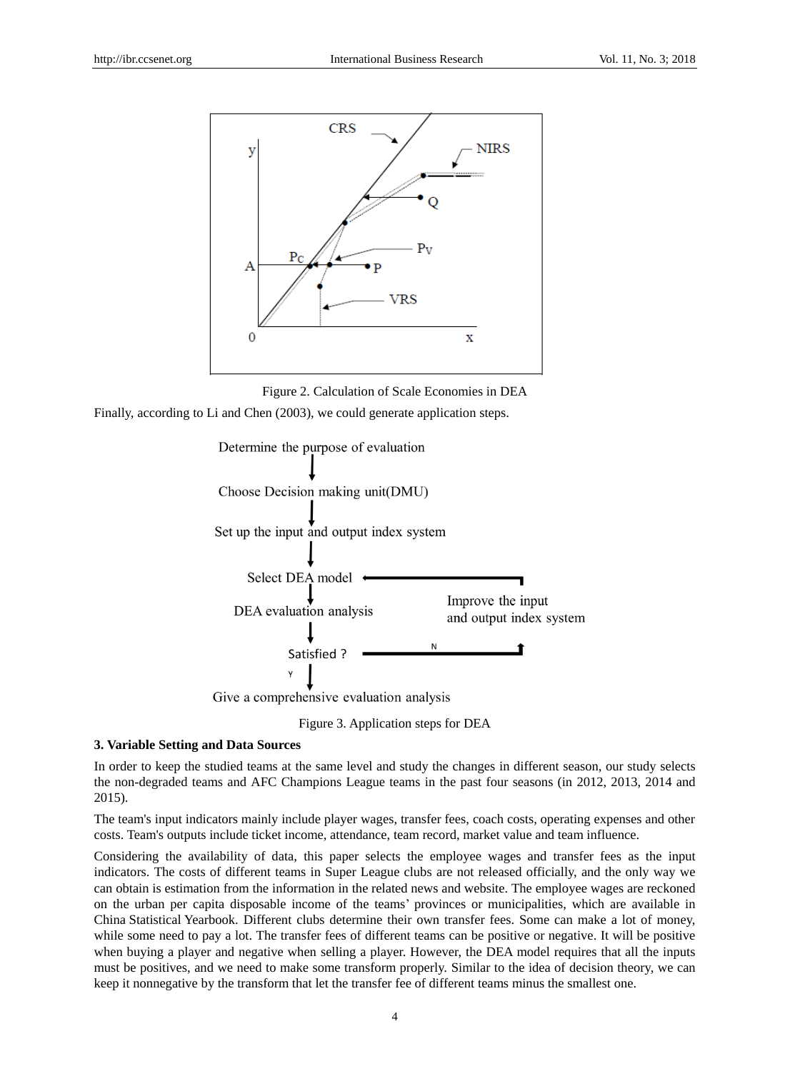Figure 2. Calculation of Scale Economies in DEA

Finally, according to Li and Chen (2003), we could generate application steps.

Figure 3. Application steps for DEA

### 3. Variable Setting and Data Sources

In order to keep the studied teams at the same level and study the changes in different season, our study selects the non-degraded teams and AFC Champions League teams in the past four seasons (in 2012, 2013, 2014 and 2015).

The team's input indicators mainly include player wages, transfer fees, coach costs, operating expenses and other costs. Team's outputs include ticket income, attendance, team record, market value and team influence.

Considering the availability of data, this paper selects the employee wages and transfer fees as the input indicators. The costs of different teams in Super League clubs are not released officially, and the only way we can obtain is estimation from the information in the related news and website. The employee wages are reckoned on the urban per capita disposable income of the teams' provinces or municipalities, which are available in China Statistical Yearbook. Different clubs determine their own transfer fees. Some can make a lot of money, while some need to pay a lot. The transfer fees of different teams can be positive or negative. It will be positive when buying a player and negative when selling a player. However, the DEA model requires that all the inputs must be positives, and we need to make some transform properly. Similar to the idea of decision theory, we can keep it nonnegative by the transform that let the transfer fee of different teams minus the smallest one.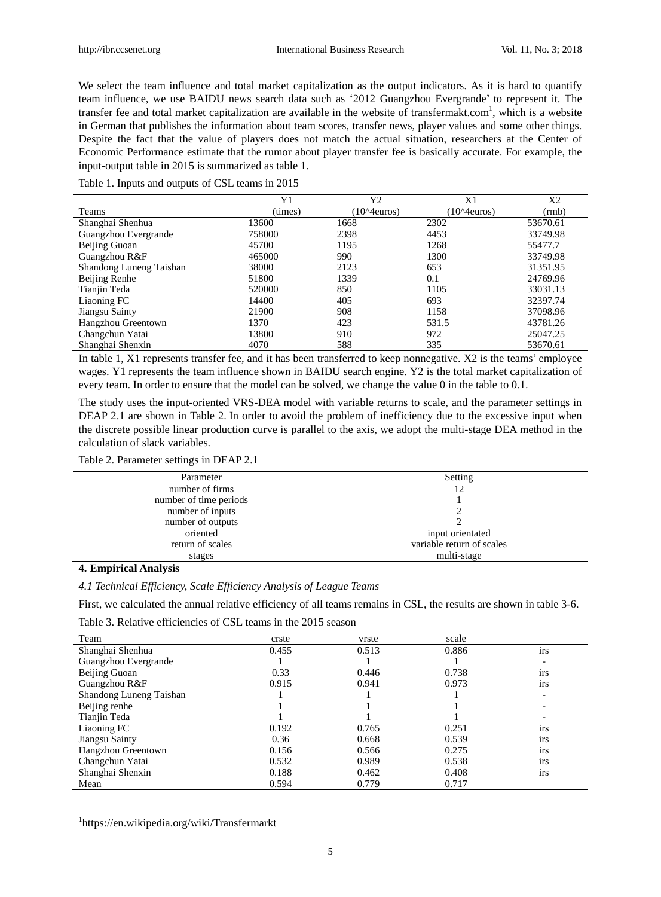We select the team influence and total market capitalization as the output indicators. As it is hard to quantify team influence, we use BAIDU news search data such as '2012 Guangzhou Evergrande' to represent it. The transfer fee and total market capitalization are available in the website of transfermakt.com[1], which is a website in German that publishes the information about team scores, transfer news, player values and some other things. Despite the fact that the value of players does not match the actual situation, researchers at the Center of Economic Performance estimate that the rumor about player transfer fee is basically accurate. For example, the input-output table in 2015 is summarized as table 1.

Table 1. Inputs and outputs of CSL teams in 2015

| Teams | Y1 (times) | Y2 (10^4euros) | X1 (10^4euros) | X2 (rmb) |
|---|---|---|---|---|
| Shanghai Shenhua | 13600 | 1668 | 2302 | 53670.61 |
| Guangzhou Evergrande | 758000 | 2398 | 4453 | 33749.98 |
| Beijing Guoan | 45700 | 1195 | 1268 | 55477.7 |
| Guangzhou R&F | 465000 | 990 | 1300 | 33749.98 |
| Shandong Luneng Taishan | 38000 | 2123 | 653 | 31351.95 |
| Beijing Renhe | 51800 | 1339 | 0.1 | 24769.96 |
| Tianjin Teda | 520000 | 850 | 1105 | 33031.13 |
| Liaoning FC | 14400 | 405 | 693 | 32397.74 |
| Jiangsu Sainty | 21900 | 908 | 1158 | 37098.96 |
| Hangzhou Greentown | 1370 | 423 | 531.5 | 43781.26 |
| Changchun Yatai | 13800 | 910 | 972 | 25047.25 |
| Shanghai Shenxin | 4070 | 588 | 335 | 53670.61 |

In table 1, X1 represents transfer fee, and it has been transferred to keep nonnegative. X2 is the teams' employee wages. Y1 represents the team influence shown in BAIDU search engine. Y2 is the total market capitalization of every team. In order to ensure that the model can be solved, we change the value 0 in the table to 0.1.

The study uses the input-oriented VRS-DEA model with variable returns to scale, and the parameter settings in DEAP 2.1 are shown in Table 2. In order to avoid the problem of inefficiency due to the excessive input when the discrete possible linear production curve is parallel to the axis, we adopt the multi-stage DEA method in the calculation of slack variables.

Table 2. Parameter settings in DEAP 2.1

| Parameter | Setting |
|---|---|
| number of firms | 12 |
| number of time periods | 1 |
| number of inputs | 2 |
| number of outputs | 2 |
| oriented | input orientated |
| return of scales | variable return of scales |
| stages | multi-stage |

## 4. Empirical Analysis

### *4.1 Technical Efficiency, Scale Efficiency Analysis of League Teams*

First, we calculated the annual relative efficiency of all teams remains in CSL, the results are shown in table 3-6.

Table 3. Relative efficiencies of CSL teams in the 2015 season

| Team | crste | vrste | scale | |
|---|---|---|---|---|
| Shanghai Shenhua | 0.455 | 0.513 | 0.886 | irs |
| Guangzhou Evergrande | 1 | 1 | 1 | - |
| Beijing Guoan | 0.33 | 0.446 | 0.738 | irs |
| Guangzhou R&F | 0.915 | 0.941 | 0.973 | irs |
| Shandong Luneng Taishan | 1 | 1 | 1 | - |
| Beijing renhe | 1 | 1 | 1 | - |
| Tianjin Teda | 1 | 1 | 1 | - |
| Liaoning FC | 0.192 | 0.765 | 0.251 | irs |
| Jiangsu Sainty | 0.36 | 0.668 | 0.539 | irs |
| Hangzhou Greentown | 0.156 | 0.566 | 0.275 | irs |
| Changchun Yatai | 0.532 | 0.989 | 0.538 | irs |
| Shanghai Shenxin | 0.188 | 0.462 | 0.408 | irs |
| Mean | 0.594 | 0.779 | 0.717 | |

[1]https://en.wikipedia.org/wiki/Transfermarkt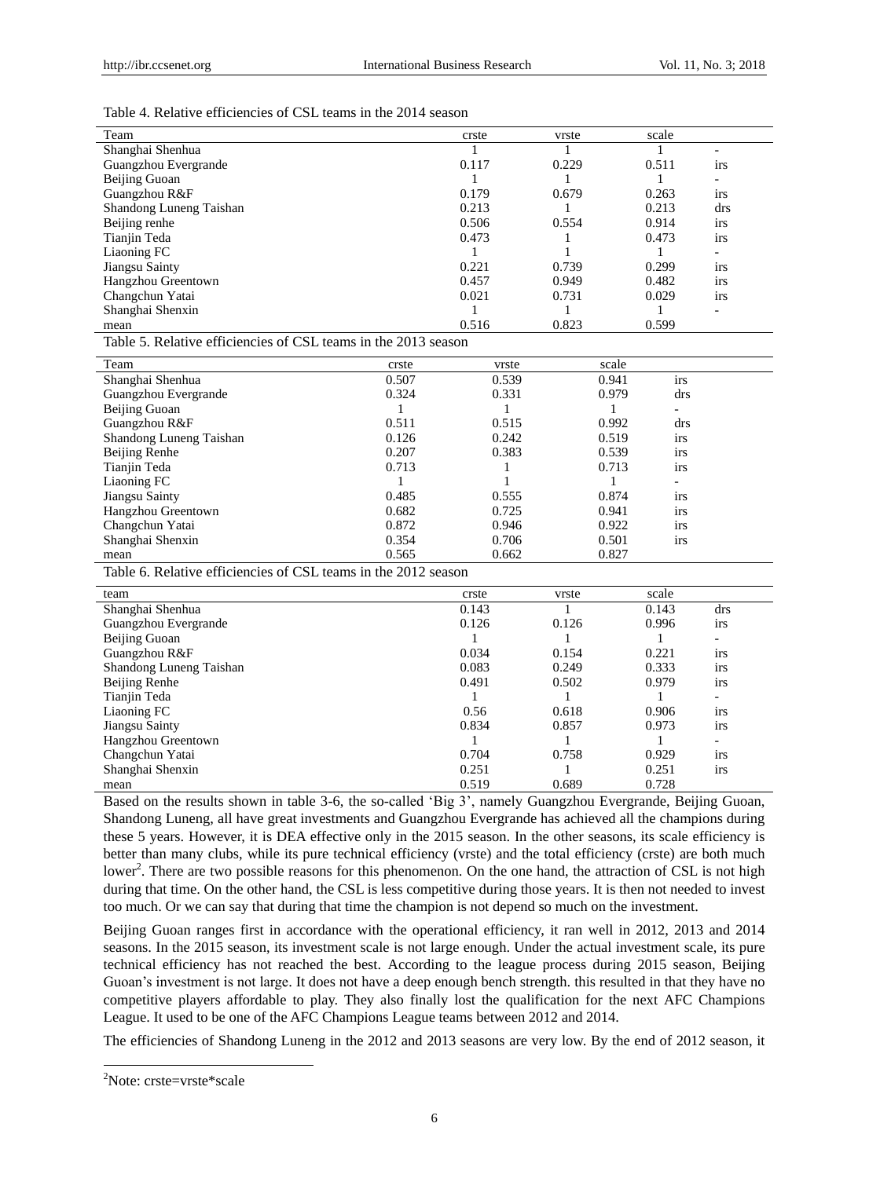Table 4. Relative efficiencies of CSL teams in the 2014 season

| Team | crste | vrste | scale | |
|---|---|---|---|---|
| Shanghai Shenhua | 1 | 1 | 1 | - |
| Guangzhou Evergrande | 0.117 | 0.229 | 0.511 | irs |
| Beijing Guoan | 1 | 1 | 1 | - |
| Guangzhou R&F | 0.179 | 0.679 | 0.263 | irs |
| Shandong Luneng Taishan | 0.213 | 1 | 0.213 | drs |
| Beijing renhe | 0.506 | 0.554 | 0.914 | irs |
| Tianjin Teda | 0.473 | 1 | 0.473 | irs |
| Liaoning FC | 1 | 1 | 1 | - |
| Jiangsu Sainty | 0.221 | 0.739 | 0.299 | irs |
| Hangzhou Greentown | 0.457 | 0.949 | 0.482 | irs |
| Changchun Yatai | 0.021 | 0.731 | 0.029 | irs |
| Shanghai Shenxin | 1 | 1 | 1 | - |
| mean | 0.516 | 0.823 | 0.599 | |

Table 5. Relative efficiencies of CSL teams in the 2013 season

| Team | crste | vrste | scale | |
|---|---|---|---|---|
| Shanghai Shenhua | 0.507 | 0.539 | 0.941 | irs |
| Guangzhou Evergrande | 0.324 | 0.331 | 0.979 | drs |
| Beijing Guoan | 1 | 1 | 1 | - |
| Guangzhou R&F | 0.511 | 0.515 | 0.992 | drs |
| Shandong Luneng Taishan | 0.126 | 0.242 | 0.519 | irs |
| Beijing Renhe | 0.207 | 0.383 | 0.539 | irs |
| Tianjin Teda | 0.713 | 1 | 0.713 | irs |
| Liaoning FC | 1 | 1 | 1 | - |
| Jiangsu Sainty | 0.485 | 0.555 | 0.874 | irs |
| Hangzhou Greentown | 0.682 | 0.725 | 0.941 | irs |
| Changchun Yatai | 0.872 | 0.946 | 0.922 | irs |
| Shanghai Shenxin | 0.354 | 0.706 | 0.501 | irs |
| mean | 0.565 | 0.662 | 0.827 | |

Table 6. Relative efficiencies of CSL teams in the 2012 season

| team | crste | vrste | scale | |
|---|---|---|---|---|
| Shanghai Shenhua | 0.143 | 1 | 0.143 | drs |
| Guangzhou Evergrande | 0.126 | 0.126 | 0.996 | irs |
| Beijing Guoan | 1 | 1 | 1 | - |
| Guangzhou R&F | 0.034 | 0.154 | 0.221 | irs |
| Shandong Luneng Taishan | 0.083 | 0.249 | 0.333 | irs |
| Beijing Renhe | 0.491 | 0.502 | 0.979 | irs |
| Tianjin Teda | 1 | 1 | 1 | - |
| Liaoning FC | 0.56 | 0.618 | 0.906 | irs |
| Jiangsu Sainty | 0.834 | 0.857 | 0.973 | irs |
| Hangzhou Greentown | 1 | 1 | 1 | - |
| Changchun Yatai | 0.704 | 0.758 | 0.929 | irs |
| Shanghai Shenxin | 0.251 | 1 | 0.251 | irs |
| mean | 0.519 | 0.689 | 0.728 | |

Based on the results shown in table 3-6, the so-called 'Big 3', namely Guangzhou Evergrande, Beijing Guoan, Shandong Luneng, all have great investments and Guangzhou Evergrande has achieved all the champions during these 5 years. However, it is DEA effective only in the 2015 season. In the other seasons, its scale efficiency is better than many clubs, while its pure technical efficiency (vrste) and the total efficiency (crste) are both much lower[2]. There are two possible reasons for this phenomenon. On the one hand, the attraction of CSL is not high during that time. On the other hand, the CSL is less competitive during those years. It is then not needed to invest too much. Or we can say that during that time the champion is not depend so much on the investment.

Beijing Guoan ranges first in accordance with the operational efficiency, it ran well in 2012, 2013 and 2014 seasons. In the 2015 season, its investment scale is not large enough. Under the actual investment scale, its pure technical efficiency has not reached the best. According to the league process during 2015 season, Beijing Guoan's investment is not large. It does not have a deep enough bench strength. this resulted in that they have no competitive players affordable to play. They also finally lost the qualification for the next AFC Champions League. It used to be one of the AFC Champions League teams between 2012 and 2014.

The efficiencies of Shandong Luneng in the 2012 and 2013 seasons are very low. By the end of 2012 season, it

[2]Note: crste=vrste*scale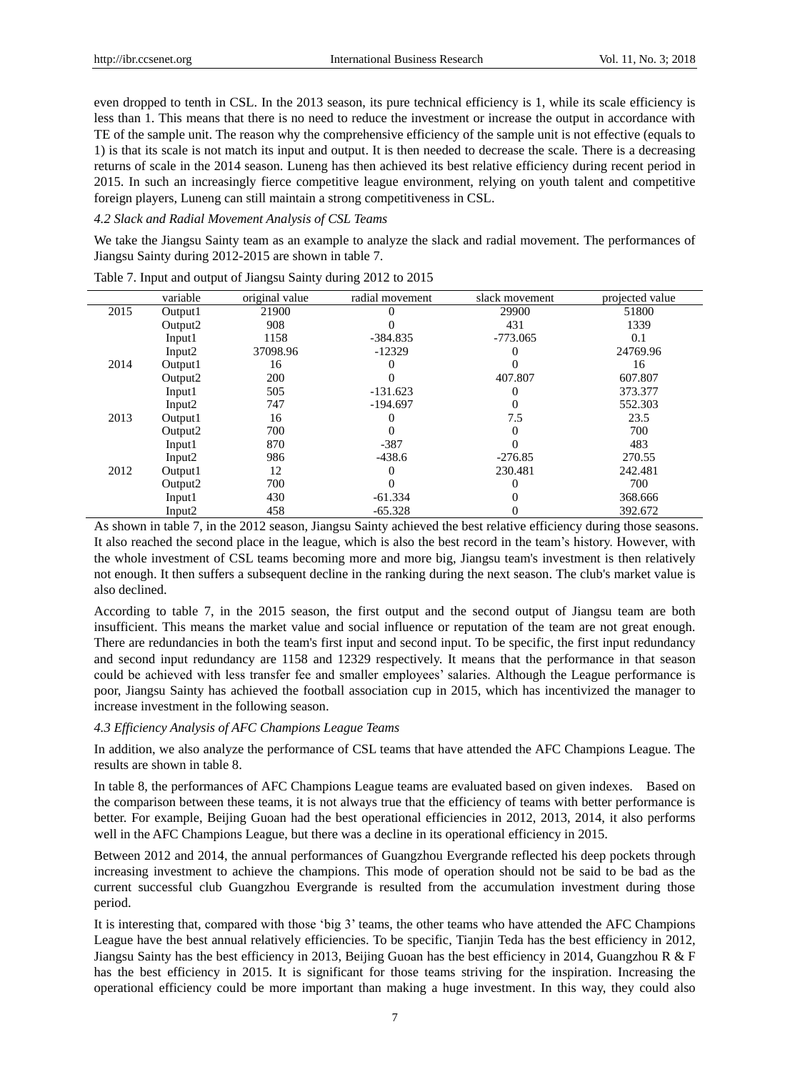even dropped to tenth in CSL. In the 2013 season, its pure technical efficiency is 1, while its scale efficiency is less than 1. This means that there is no need to reduce the investment or increase the output in accordance with TE of the sample unit. The reason why the comprehensive efficiency of the sample unit is not effective (equals to 1) is that its scale is not match its input and output. It is then needed to decrease the scale. There is a decreasing returns of scale in the 2014 season. Luneng has then achieved its best relative efficiency during recent period in 2015. In such an increasingly fierce competitive league environment, relying on youth talent and competitive foreign players, Luneng can still maintain a strong competitiveness in CSL.

### *4.2 Slack and Radial Movement Analysis of CSL Teams*

We take the Jiangsu Sainty team as an example to analyze the slack and radial movement. The performances of Jiangsu Sainty during 2012-2015 are shown in table 7.

Table 7. Input and output of Jiangsu Sainty during 2012 to 2015

| | variable | original value | radial movement | slack movement | projected value |
|---|---|---|---|---|---|
| 2015 | Output1 | 21900 | 0 | 29900 | 51800 |
| | Output2 | 908 | 0 | 431 | 1339 |
| | Input1 | 1158 | -384.835 | -773.065 | 0.1 |
| | Input2 | 37098.96 | -12329 | 0 | 24769.96 |
| 2014 | Output1 | 16 | 0 | 0 | 16 |
| | Output2 | 200 | 0 | 407.807 | 607.807 |
| | Input1 | 505 | -131.623 | 0 | 373.377 |
| | Input2 | 747 | -194.697 | 0 | 552.303 |
| 2013 | Output1 | 16 | 0 | 7.5 | 23.5 |
| | Output2 | 700 | 0 | 0 | 700 |
| | Input1 | 870 | -387 | 0 | 483 |
| | Input2 | 986 | -438.6 | -276.85 | 270.55 |
| 2012 | Output1 | 12 | 0 | 230.481 | 242.481 |
| | Output2 | 700 | 0 | 0 | 700 |
| | Input1 | 430 | -61.334 | 0 | 368.666 |
| | Input2 | 458 | -65.328 | 0 | 392.672 |

As shown in table 7, in the 2012 season, Jiangsu Sainty achieved the best relative efficiency during those seasons. It also reached the second place in the league, which is also the best record in the team's history. However, with the whole investment of CSL teams becoming more and more big, Jiangsu team's investment is then relatively not enough. It then suffers a subsequent decline in the ranking during the next season. The club's market value is also declined.

According to table 7, in the 2015 season, the first output and the second output of Jiangsu team are both insufficient. This means the market value and social influence or reputation of the team are not great enough. There are redundancies in both the team's first input and second input. To be specific, the first input redundancy and second input redundancy are 1158 and 12329 respectively. It means that the performance in that season could be achieved with less transfer fee and smaller employees' salaries. Although the League performance is poor, Jiangsu Sainty has achieved the football association cup in 2015, which has incentivized the manager to increase investment in the following season.

### *4.3 Efficiency Analysis of AFC Champions League Teams*

In addition, we also analyze the performance of CSL teams that have attended the AFC Champions League. The results are shown in table 8.

In table 8, the performances of AFC Champions League teams are evaluated based on given indexes. Based on the comparison between these teams, it is not always true that the efficiency of teams with better performance is better. For example, Beijing Guoan had the best operational efficiencies in 2012, 2013, 2014, it also performs well in the AFC Champions League, but there was a decline in its operational efficiency in 2015.

Between 2012 and 2014, the annual performances of Guangzhou Evergrande reflected his deep pockets through increasing investment to achieve the champions. This mode of operation should not be said to be bad as the current successful club Guangzhou Evergrande is resulted from the accumulation investment during those period.

It is interesting that, compared with those 'big 3' teams, the other teams who have attended the AFC Champions League have the best annual relatively efficiencies. To be specific, Tianjin Teda has the best efficiency in 2012, Jiangsu Sainty has the best efficiency in 2013, Beijing Guoan has the best efficiency in 2014, Guangzhou R & F has the best efficiency in 2015. It is significant for those teams striving for the inspiration. Increasing the operational efficiency could be more important than making a huge investment. In this way, they could also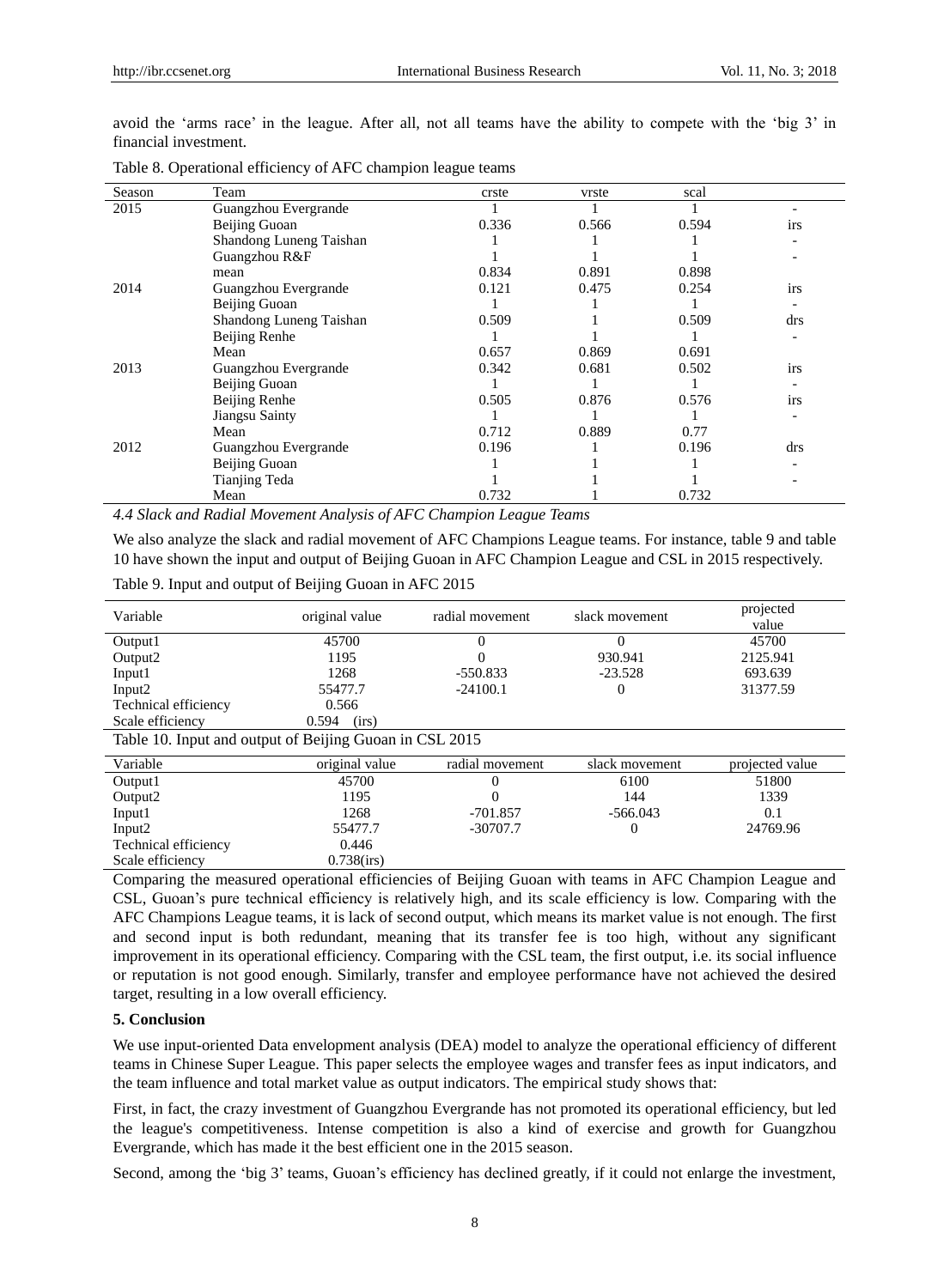avoid the 'arms race' in the league. After all, not all teams have the ability to compete with the 'big 3' in financial investment.

Table 8. Operational efficiency of AFC champion league teams

| Season | Team | crste | vrste | scal | |
|---|---|---|---|---|---|
| 2015 | Guangzhou Evergrande | 1 | 1 | 1 | - |
| | Beijing Guoan | 0.336 | 0.566 | 0.594 | irs |
| | Shandong Luneng Taishan | 1 | 1 | 1 | - |
| | Guangzhou R&F | 1 | 1 | 1 | - |
| | mean | 0.834 | 0.891 | 0.898 | |
| 2014 | Guangzhou Evergrande | 0.121 | 0.475 | 0.254 | irs |
| | Beijing Guoan | 1 | 1 | 1 | - |
| | Shandong Luneng Taishan | 0.509 | 1 | 0.509 | drs |
| | Beijing Renhe | 1 | 1 | 1 | - |
| | Mean | 0.657 | 0.869 | 0.691 | |
| 2013 | Guangzhou Evergrande | 0.342 | 0.681 | 0.502 | irs |
| | Beijing Guoan | 1 | 1 | 1 | - |
| | Beijing Renhe | 0.505 | 0.876 | 0.576 | irs |
| | Jiangsu Sainty | 1 | 1 | 1 | - |
| | Mean | 0.712 | 0.889 | 0.77 | |
| 2012 | Guangzhou Evergrande | 0.196 | 1 | 0.196 | drs |
| | Beijing Guoan | 1 | 1 | 1 | - |
| | Tianjing Teda | 1 | 1 | 1 | - |
| | Mean | 0.732 | 1 | 0.732 | |

*4.4 Slack and Radial Movement Analysis of AFC Champion League Teams*

We also analyze the slack and radial movement of AFC Champions League teams. For instance, table 9 and table 10 have shown the input and output of Beijing Guoan in AFC Champion League and CSL in 2015 respectively.

Table 9. Input and output of Beijing Guoan in AFC 2015

| Variable | original value | radial movement | slack movement | projected value |
|---|---|---|---|---|
| Output1 | 45700 | 0 | 0 | 45700 |
| Output2 | 1195 | 0 | 930.941 | 2125.941 |
| Input1 | 1268 | -550.833 | -23.528 | 693.639 |
| Input2 | 55477.7 | -24100.1 | 0 | 31377.59 |
| Technical efficiency | 0.566 | | | |
| Scale efficiency | 0.594 (irs) | | | |

Table 10. Input and output of Beijing Guoan in CSL 2015

| Variable | original value | radial movement | slack movement | projected value |
|---|---|---|---|---|
| Output1 | 45700 | 0 | 6100 | 51800 |
| Output2 | 1195 | 0 | 144 | 1339 |
| Input1 | 1268 | -701.857 | -566.043 | 0.1 |
| Input2 | 55477.7 | -30707.7 | 0 | 24769.96 |
| Technical efficiency | 0.446 | | | |
| Scale efficiency | 0.738(irs) | | | |

Comparing the measured operational efficiencies of Beijing Guoan with teams in AFC Champion League and CSL, Guoan's pure technical efficiency is relatively high, and its scale efficiency is low. Comparing with the AFC Champions League teams, it is lack of second output, which means its market value is not enough. The first and second input is both redundant, meaning that its transfer fee is too high, without any significant improvement in its operational efficiency. Comparing with the CSL team, the first output, i.e. its social influence or reputation is not good enough. Similarly, transfer and employee performance have not achieved the desired target, resulting in a low overall efficiency.

## 5. Conclusion

We use input-oriented Data envelopment analysis (DEA) model to analyze the operational efficiency of different teams in Chinese Super League. This paper selects the employee wages and transfer fees as input indicators, and the team influence and total market value as output indicators. The empirical study shows that:

First, in fact, the crazy investment of Guangzhou Evergrande has not promoted its operational efficiency, but led the league's competitiveness. Intense competition is also a kind of exercise and growth for Guangzhou Evergrande, which has made it the best efficient one in the 2015 season.

Second, among the 'big 3' teams, Guoan's efficiency has declined greatly, if it could not enlarge the investment,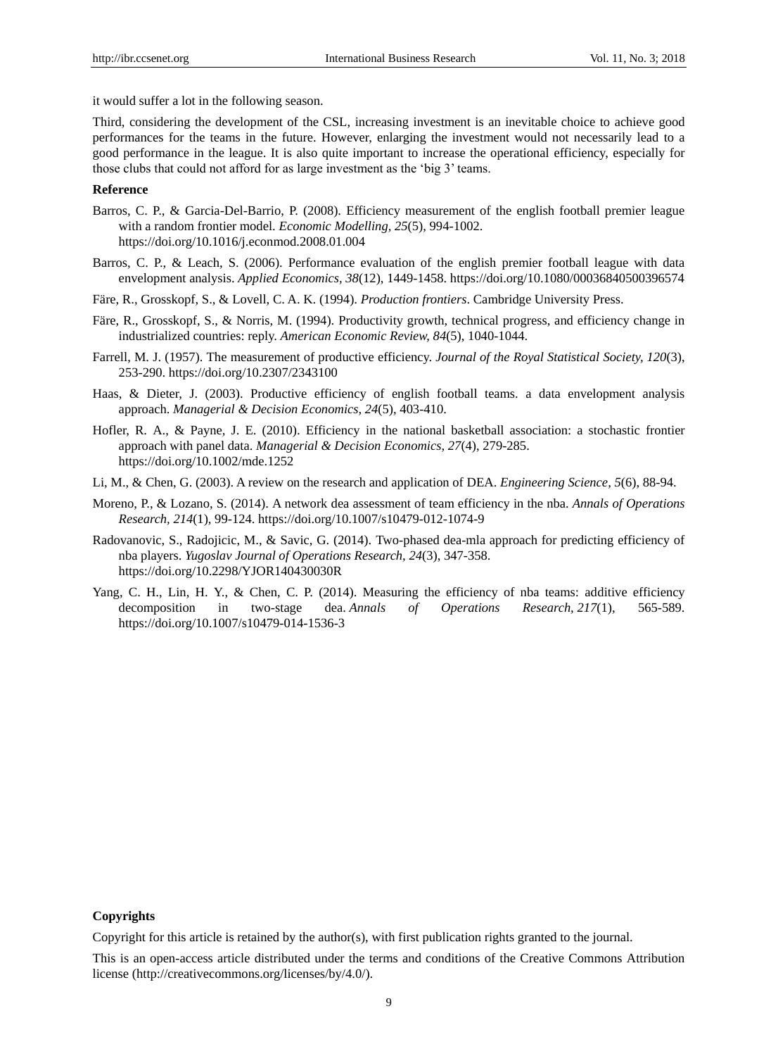it would suffer a lot in the following season.

Third, considering the development of the CSL, increasing investment is an inevitable choice to achieve good performances for the teams in the future. However, enlarging the investment would not necessarily lead to a good performance in the league. It is also quite important to increase the operational efficiency, especially for those clubs that could not afford for as large investment as the 'big 3' teams.

## Reference

Barros, C. P., & Garcia-Del-Barrio, P. (2008). Efficiency measurement of the english football premier league with a random frontier model. *Economic Modelling, 25*(5), 994-1002. https://doi.org/10.1016/j.econmod.2008.01.004

Barros, C. P., & Leach, S. (2006). Performance evaluation of the english premier football league with data envelopment analysis. *Applied Economics, 38*(12), 1449-1458. https://doi.org/10.1080/00036840500396574

Färe, R., Grosskopf, S., & Lovell, C. A. K. (1994). *Production frontiers*. Cambridge University Press.

Färe, R., Grosskopf, S., & Norris, M. (1994). Productivity growth, technical progress, and efficiency change in industrialized countries: reply. *American Economic Review, 84*(5), 1040-1044.

Farrell, M. J. (1957). The measurement of productive efficiency. *Journal of the Royal Statistical Society, 120*(3), 253-290. https://doi.org/10.2307/2343100

Haas, & Dieter, J. (2003). Productive efficiency of english football teams. a data envelopment analysis approach. *Managerial & Decision Economics, 24*(5), 403-410.

Hofler, R. A., & Payne, J. E. (2010). Efficiency in the national basketball association: a stochastic frontier approach with panel data. *Managerial & Decision Economics, 27*(4), 279-285. https://doi.org/10.1002/mde.1252

Li, M., & Chen, G. (2003). A review on the research and application of DEA. *Engineering Science, 5*(6), 88-94.

Moreno, P., & Lozano, S. (2014). A network dea assessment of team efficiency in the nba. *Annals of Operations Research, 214*(1), 99-124. https://doi.org/10.1007/s10479-012-1074-9

Radovanovic, S., Radojicic, M., & Savic, G. (2014). Two-phased dea-mla approach for predicting efficiency of nba players. *Yugoslav Journal of Operations Research, 24*(3), 347-358. https://doi.org/10.2298/YJOR140430030R

Yang, C. H., Lin, H. Y., & Chen, C. P. (2014). Measuring the efficiency of nba teams: additive efficiency decomposition in two-stage dea. *Annals of Operations Research, 217*(1), 565-589. https://doi.org/10.1007/s10479-014-1536-3

## Copyrights

Copyright for this article is retained by the author(s), with first publication rights granted to the journal.

This is an open-access article distributed under the terms and conditions of the Creative Commons Attribution license (http://creativecommons.org/licenses/by/4.0/).